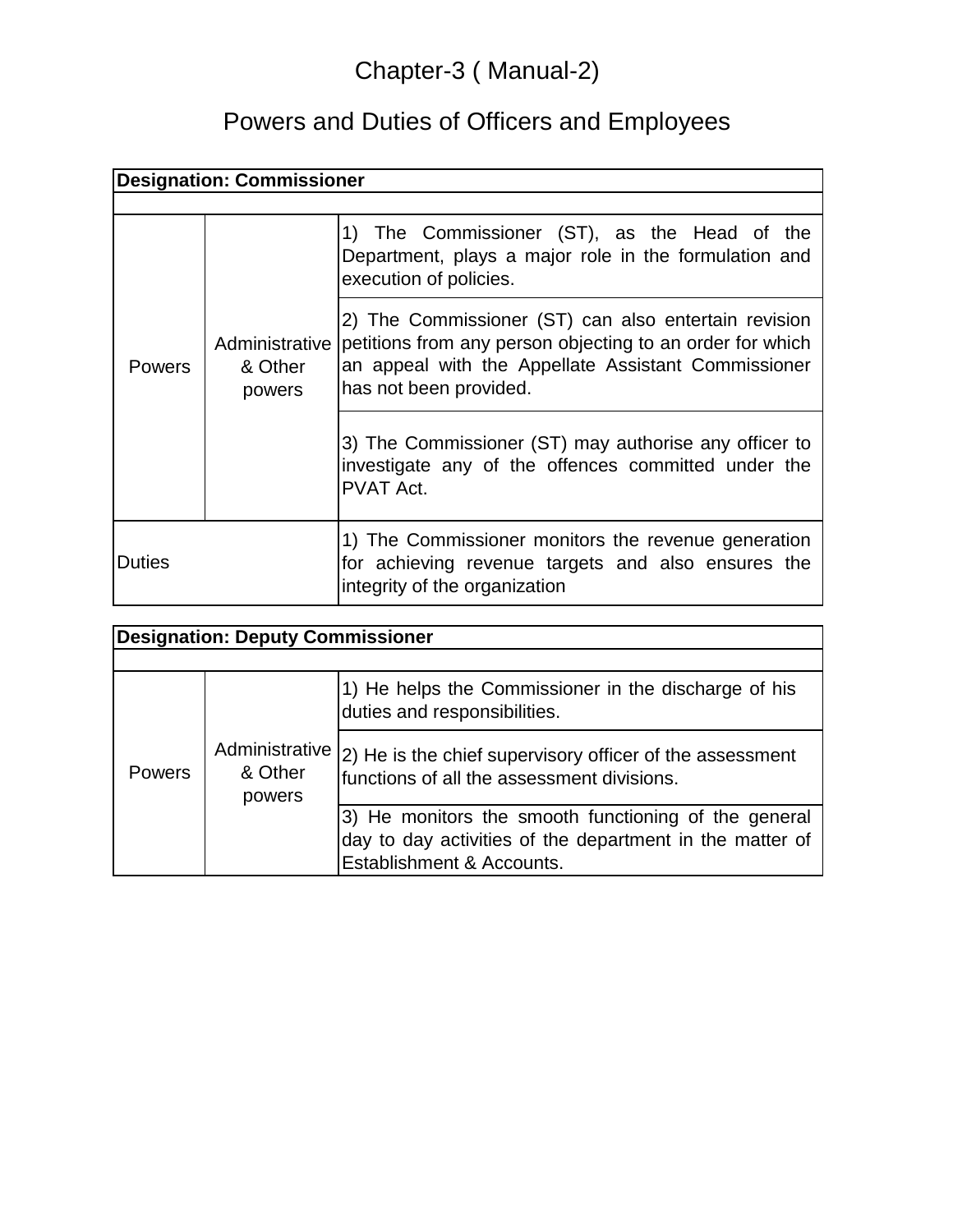# Chapter-3 ( Manual-2)

## Powers and Duties of Officers and Employees

| Designation: Commissioner | | |
|---|---|---|
| | | |
| Powers | Administrative & Other powers | 1) The Commissioner (ST), as the Head of the Department, plays a major role in the formulation and execution of policies. |
| | | 2) The Commissioner (ST) can also entertain revision petitions from any person objecting to an order for which an appeal with the Appellate Assistant Commissioner has not been provided. |
| | | 3) The Commissioner (ST) may authorise any officer to investigate any of the offences committed under the PVAT Act. |
| Duties | | 1) The Commissioner monitors the revenue generation for achieving revenue targets and also ensures the integrity of the organization |

| Designation: Deputy Commissioner | | |
|---|---|---|
| | | |
| Powers | Administrative & Other powers | 1) He helps the Commissioner in the discharge of his duties and responsibilities. |
| | | 2) He is the chief supervisory officer of the assessment functions of all the assessment divisions. |
| | | 3) He monitors the smooth functioning of the general day to day activities of the department in the matter of Establishment & Accounts. |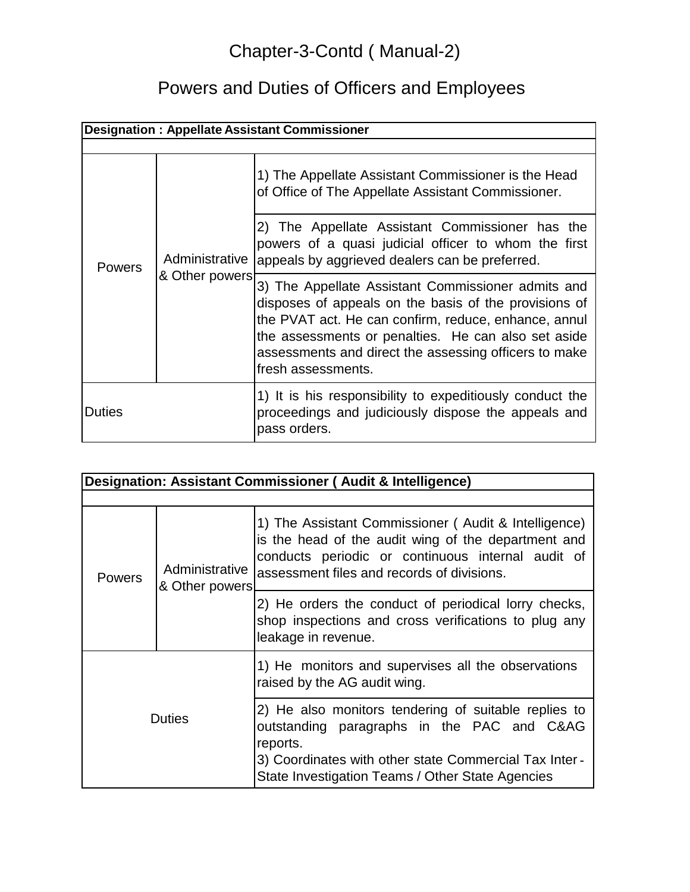# Chapter-3-Contd ( Manual-2)

## Powers and Duties of Officers and Employees

| Designation : Appellate Assistant Commissioner | | |
|---|---|---|
| | | |
| Powers | Administrative & Other powers | 1) The Appellate Assistant Commissioner is the Head of Office of The Appellate Assistant Commissioner. |
| | | 2) The Appellate Assistant Commissioner has the powers of a quasi judicial officer to whom the first appeals by aggrieved dealers can be preferred. |
| | | 3) The Appellate Assistant Commissioner admits and disposes of appeals on the basis of the provisions of the PVAT act. He can confirm, reduce, enhance, annul the assessments or penalties. He can also set aside assessments and direct the assessing officers to make fresh assessments. |
| Duties | | 1) It is his responsibility to expeditiously conduct the proceedings and judiciously dispose the appeals and pass orders. |

| Designation: Assistant Commissioner ( Audit & Intelligence) | | |
|---|---|---|
| | | |
| Powers | Administrative & Other powers | 1) The Assistant Commissioner ( Audit & Intelligence) is the head of the audit wing of the department and conducts periodic or continuous internal audit of assessment files and records of divisions. |
| | | 2) He orders the conduct of periodical lorry checks, shop inspections and cross verifications to plug any leakage in revenue. |
| Duties | | 1) He monitors and supervises all the observations raised by the AG audit wing. |
| | | 2) He also monitors tendering of suitable replies to outstanding paragraphs in the PAC and C&AG reports.<br>3) Coordinates with other state Commercial Tax Inter-State Investigation Teams / Other State Agencies |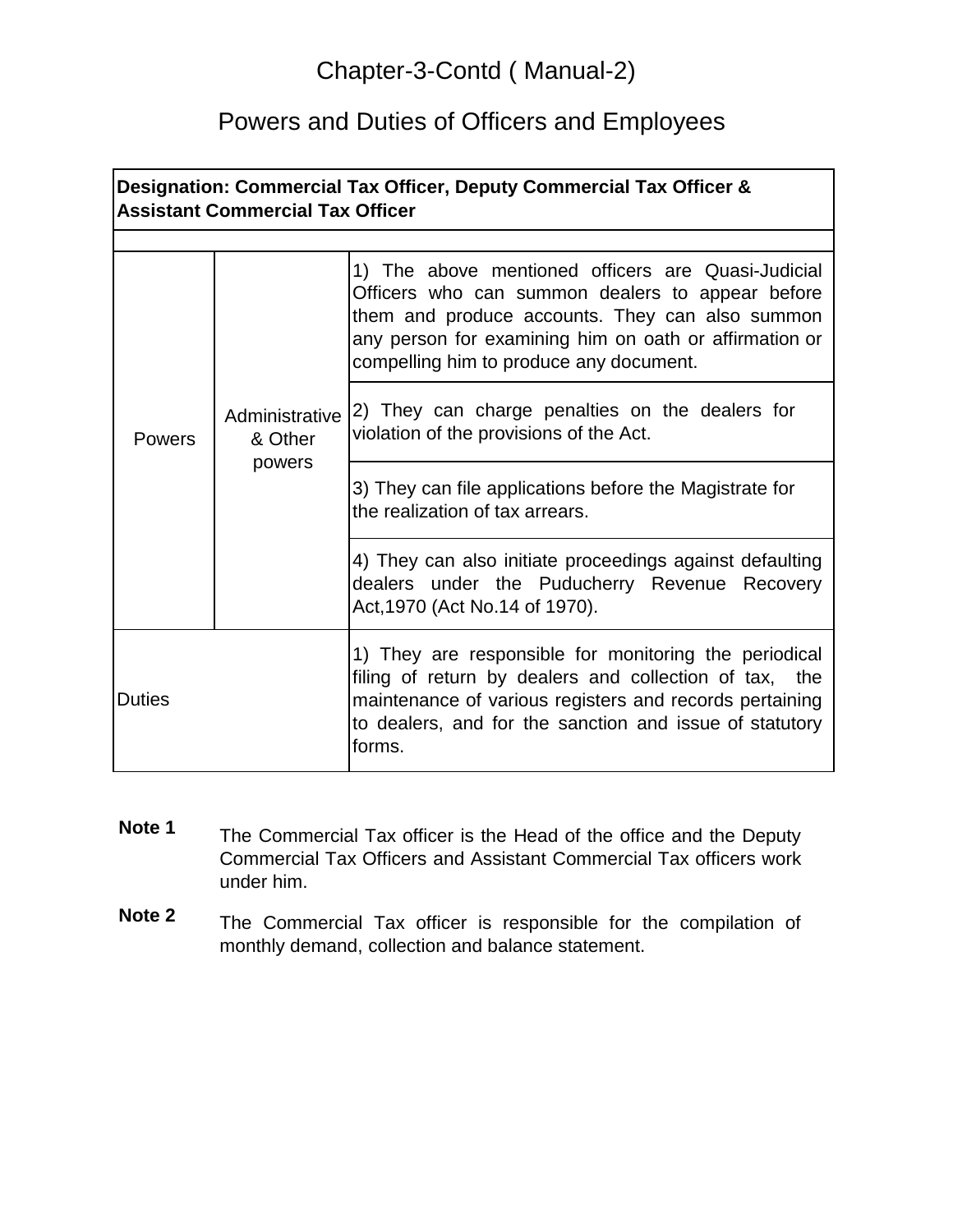# Chapter-3-Contd ( Manual-2)

## Powers and Duties of Officers and Employees

| **Designation: Commercial Tax Officer, Deputy Commercial Tax Officer & Assistant Commercial Tax Officer** | | |
|---|---|---|
| | | |
| Powers | Administrative & Other powers | 1) The above mentioned officers are Quasi-Judicial Officers who can summon dealers to appear before them and produce accounts. They can also summon any person for examining him on oath or affirmation or compelling him to produce any document. |
| | | 2) They can charge penalties on the dealers for violation of the provisions of the Act. |
| | | 3) They can file applications before the Magistrate for the realization of tax arrears. |
| | | 4) They can also initiate proceedings against defaulting dealers under the Puducherry Revenue Recovery Act,1970 (Act No.14 of 1970). |
| Duties | | 1) They are responsible for monitoring the periodical filing of return by dealers and collection of tax, the maintenance of various registers and records pertaining to dealers, and for the sanction and issue of statutory forms. |

**Note 1** The Commercial Tax officer is the Head of the office and the Deputy Commercial Tax Officers and Assistant Commercial Tax officers work under him.

**Note 2** The Commercial Tax officer is responsible for the compilation of monthly demand, collection and balance statement.